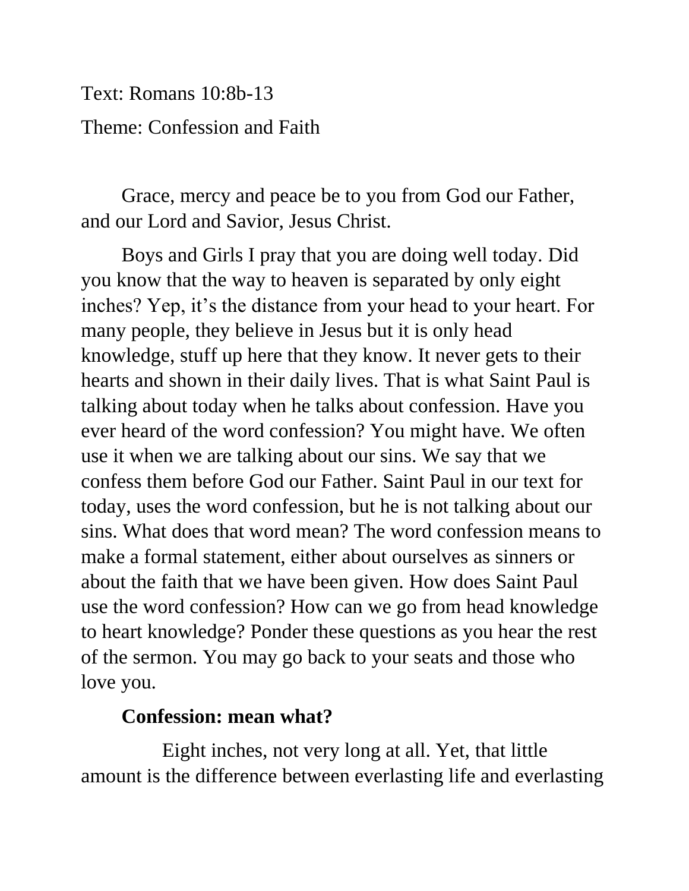Text: Romans 10:8b-13

Theme: Confession and Faith

Grace, mercy and peace be to you from God our Father, and our Lord and Savior, Jesus Christ.

Boys and Girls I pray that you are doing well today. Did you know that the way to heaven is separated by only eight inches? Yep, it's the distance from your head to your heart. For many people, they believe in Jesus but it is only head knowledge, stuff up here that they know. It never gets to their hearts and shown in their daily lives. That is what Saint Paul is talking about today when he talks about confession. Have you ever heard of the word confession? You might have. We often use it when we are talking about our sins. We say that we confess them before God our Father. Saint Paul in our text for today, uses the word confession, but he is not talking about our sins. What does that word mean? The word confession means to make a formal statement, either about ourselves as sinners or about the faith that we have been given. How does Saint Paul use the word confession? How can we go from head knowledge to heart knowledge? Ponder these questions as you hear the rest of the sermon. You may go back to your seats and those who love you.

**Confession: mean what?**

Eight inches, not very long at all. Yet, that little amount is the difference between everlasting life and everlasting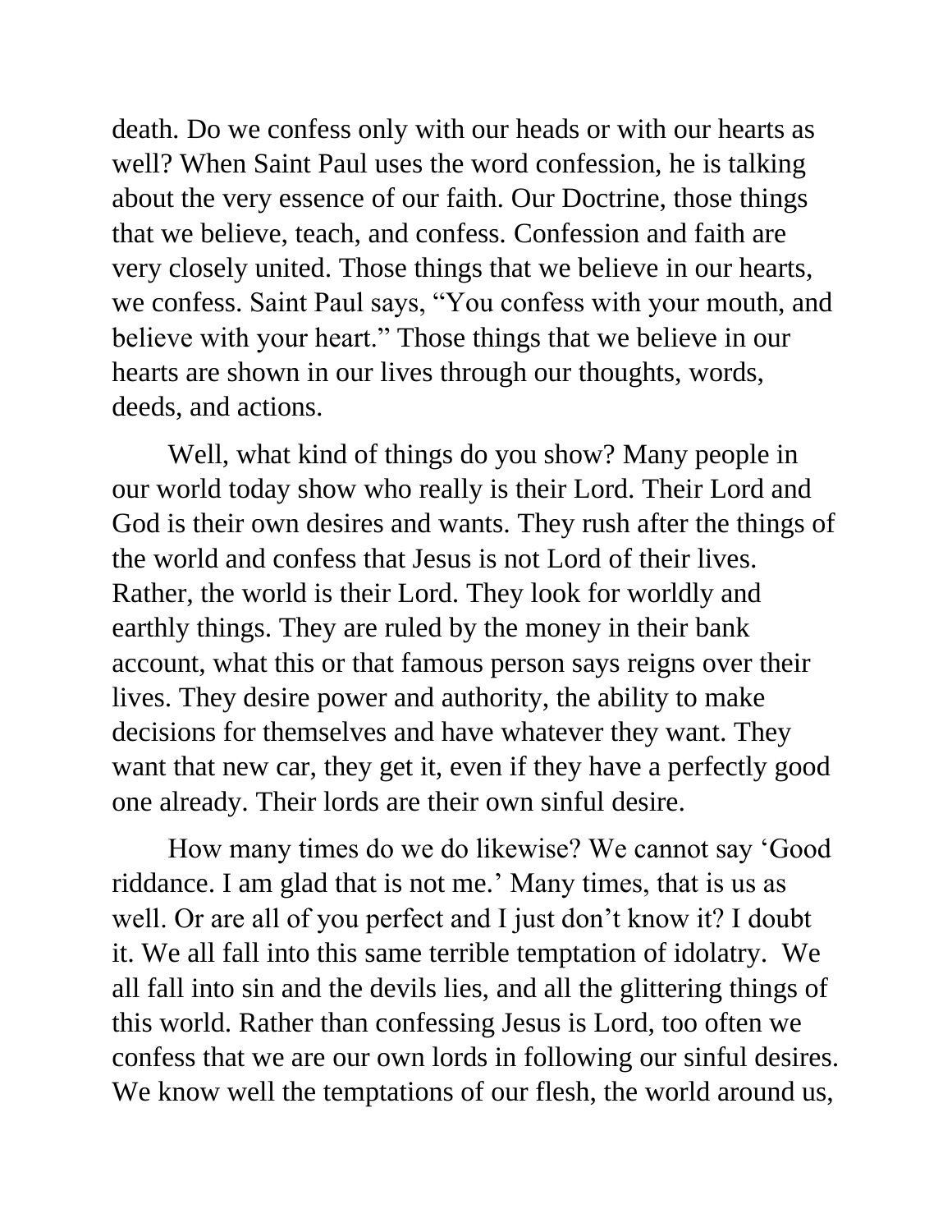death. Do we confess only with our heads or with our hearts as well? When Saint Paul uses the word confession, he is talking about the very essence of our faith. Our Doctrine, those things that we believe, teach, and confess. Confession and faith are very closely united. Those things that we believe in our hearts, we confess. Saint Paul says, "You confess with your mouth, and believe with your heart." Those things that we believe in our hearts are shown in our lives through our thoughts, words, deeds, and actions.

Well, what kind of things do you show? Many people in our world today show who really is their Lord. Their Lord and God is their own desires and wants. They rush after the things of the world and confess that Jesus is not Lord of their lives. Rather, the world is their Lord. They look for worldly and earthly things. They are ruled by the money in their bank account, what this or that famous person says reigns over their lives. They desire power and authority, the ability to make decisions for themselves and have whatever they want. They want that new car, they get it, even if they have a perfectly good one already. Their lords are their own sinful desire.

How many times do we do likewise? We cannot say 'Good riddance. I am glad that is not me.' Many times, that is us as well. Or are all of you perfect and I just don't know it? I doubt it. We all fall into this same terrible temptation of idolatry. We all fall into sin and the devils lies, and all the glittering things of this world. Rather than confessing Jesus is Lord, too often we confess that we are our own lords in following our sinful desires. We know well the temptations of our flesh, the world around us,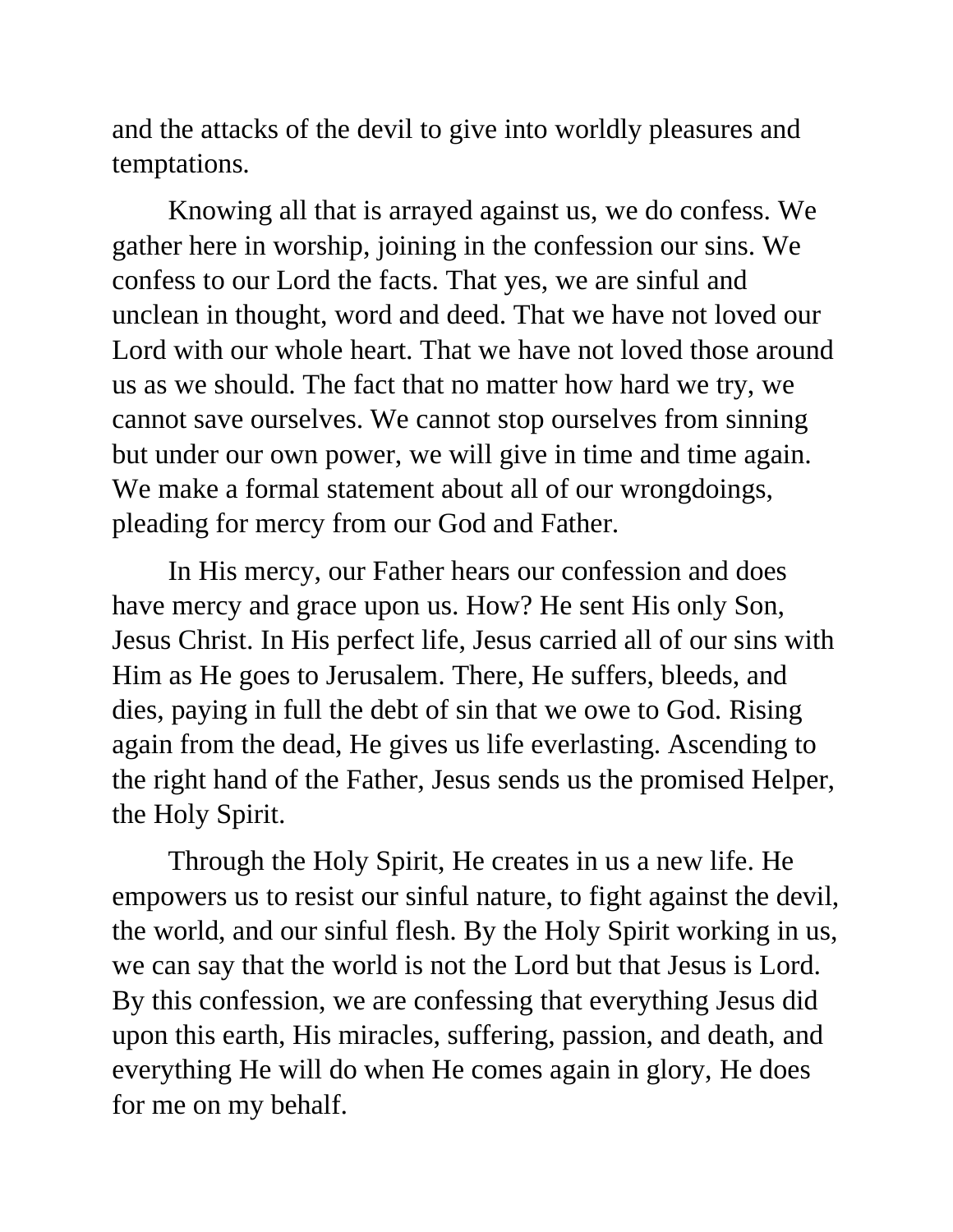and the attacks of the devil to give into worldly pleasures and temptations.

Knowing all that is arrayed against us, we do confess. We gather here in worship, joining in the confession our sins. We confess to our Lord the facts. That yes, we are sinful and unclean in thought, word and deed. That we have not loved our Lord with our whole heart. That we have not loved those around us as we should. The fact that no matter how hard we try, we cannot save ourselves. We cannot stop ourselves from sinning but under our own power, we will give in time and time again. We make a formal statement about all of our wrongdoings, pleading for mercy from our God and Father.

In His mercy, our Father hears our confession and does have mercy and grace upon us. How? He sent His only Son, Jesus Christ. In His perfect life, Jesus carried all of our sins with Him as He goes to Jerusalem. There, He suffers, bleeds, and dies, paying in full the debt of sin that we owe to God. Rising again from the dead, He gives us life everlasting. Ascending to the right hand of the Father, Jesus sends us the promised Helper, the Holy Spirit.

Through the Holy Spirit, He creates in us a new life. He empowers us to resist our sinful nature, to fight against the devil, the world, and our sinful flesh. By the Holy Spirit working in us, we can say that the world is not the Lord but that Jesus is Lord. By this confession, we are confessing that everything Jesus did upon this earth, His miracles, suffering, passion, and death, and everything He will do when He comes again in glory, He does for me on my behalf.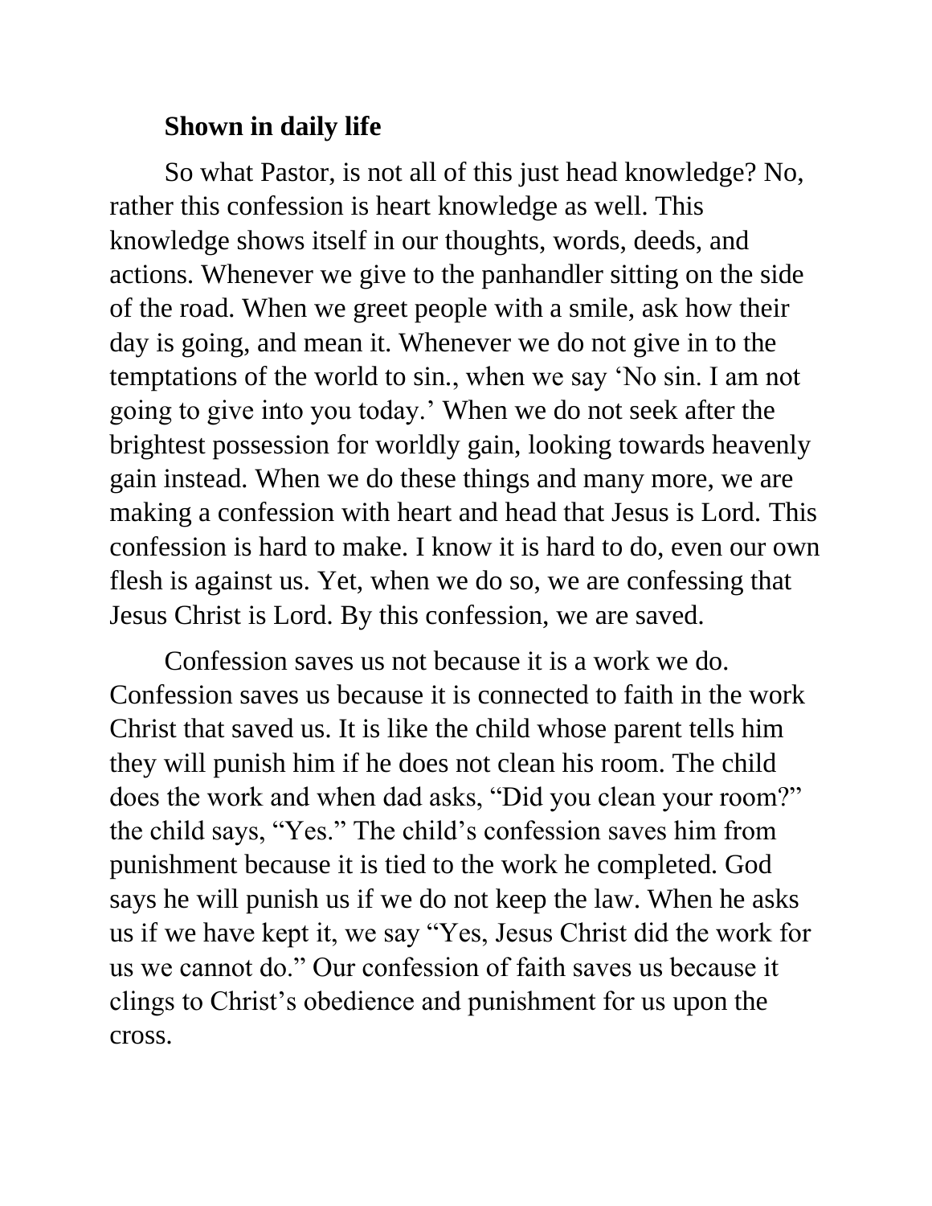**Shown in daily life**

So what Pastor, is not all of this just head knowledge? No, rather this confession is heart knowledge as well. This knowledge shows itself in our thoughts, words, deeds, and actions. Whenever we give to the panhandler sitting on the side of the road. When we greet people with a smile, ask how their day is going, and mean it. Whenever we do not give in to the temptations of the world to sin., when we say 'No sin. I am not going to give into you today.' When we do not seek after the brightest possession for worldly gain, looking towards heavenly gain instead. When we do these things and many more, we are making a confession with heart and head that Jesus is Lord. This confession is hard to make. I know it is hard to do, even our own flesh is against us. Yet, when we do so, we are confessing that Jesus Christ is Lord. By this confession, we are saved.

Confession saves us not because it is a work we do. Confession saves us because it is connected to faith in the work Christ that saved us. It is like the child whose parent tells him they will punish him if he does not clean his room. The child does the work and when dad asks, "Did you clean your room?" the child says, "Yes." The child's confession saves him from punishment because it is tied to the work he completed. God says he will punish us if we do not keep the law. When he asks us if we have kept it, we say "Yes, Jesus Christ did the work for us we cannot do." Our confession of faith saves us because it clings to Christ's obedience and punishment for us upon the cross.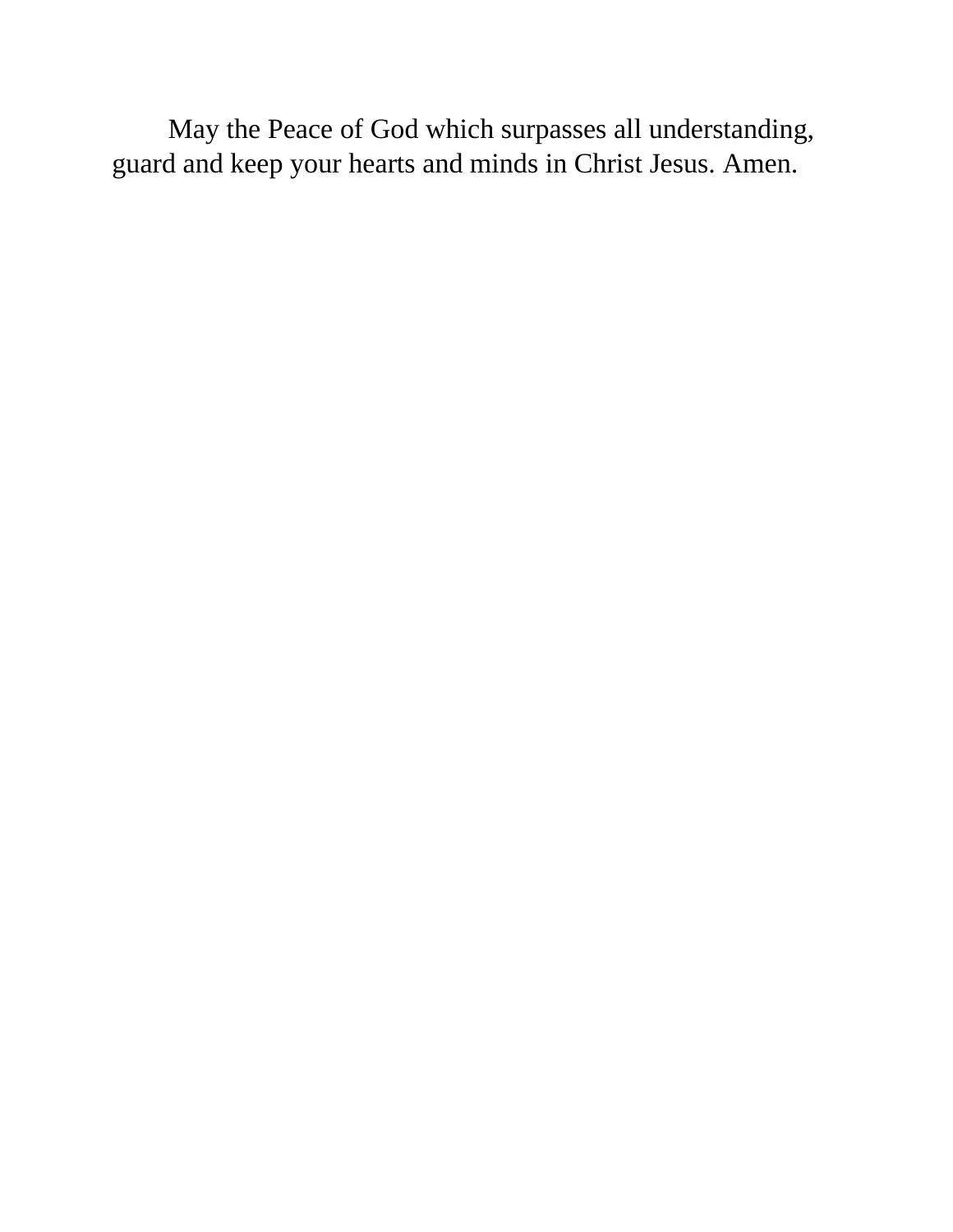May the Peace of God which surpasses all understanding, guard and keep your hearts and minds in Christ Jesus. Amen.